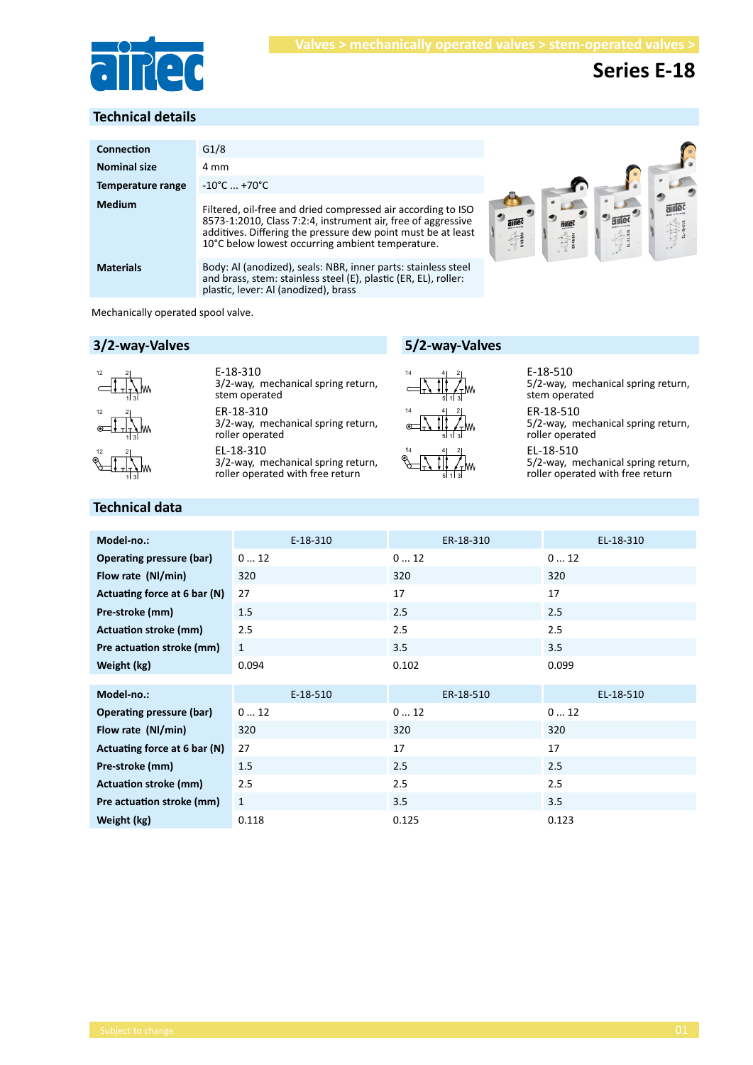Valves > mechanically operated valves > stem-operated valves >

# Series E-18

## Technical details

| Connection | G1/8 |
|---|---|
| Nominal size | 4 mm |
| Temperature range | -10°C ... +70°C |
| Medium | Filtered, oil-free and dried compressed air according to ISO 8573-1:2010, Class 7:2:4, instrument air, free of aggressive additives. Differing the pressure dew point must be at least 10°C below lowest occurring ambient temperature. |
| Materials | Body: Al (anodized), seals: NBR, inner parts: stainless steel and brass, stem: stainless steel (E), plastic (ER, EL), roller: plastic, lever: Al (anodized), brass |

Mechanically operated spool valve.

## 3/2-way-Valves

**E-18-310**
3/2-way, mechanical spring return, stem operated

**ER-18-310**
3/2-way, mechanical spring return, roller operated

**EL-18-310**
3/2-way, mechanical spring return, roller operated with free return

## 5/2-way-Valves

**E-18-510**
5/2-way, mechanical spring return, stem operated

**ER-18-510**
5/2-way, mechanical spring return, roller operated

**EL-18-510**
5/2-way, mechanical spring return, roller operated with free return

## Technical data

| Model-no.: | E-18-310 | ER-18-310 | EL-18-310 |
|---|---|---|---|
| Operating pressure (bar) | 0 ... 12 | 0 ... 12 | 0 ... 12 |
| Flow rate (Nl/min) | 320 | 320 | 320 |
| Actuating force at 6 bar (N) | 27 | 17 | 17 |
| Pre-stroke (mm) | 1.5 | 2.5 | 2.5 |
| Actuation stroke (mm) | 2.5 | 2.5 | 2.5 |
| Pre actuation stroke (mm) | 1 | 3.5 | 3.5 |
| Weight (kg) | 0.094 | 0.102 | 0.099 |

| Model-no.: | E-18-510 | ER-18-510 | EL-18-510 |
|---|---|---|---|
| Operating pressure (bar) | 0 ... 12 | 0 ... 12 | 0 ... 12 |
| Flow rate (Nl/min) | 320 | 320 | 320 |
| Actuating force at 6 bar (N) | 27 | 17 | 17 |
| Pre-stroke (mm) | 1.5 | 2.5 | 2.5 |
| Actuation stroke (mm) | 2.5 | 2.5 | 2.5 |
| Pre actuation stroke (mm) | 1 | 3.5 | 3.5 |
| Weight (kg) | 0.118 | 0.125 | 0.123 |

Subject to change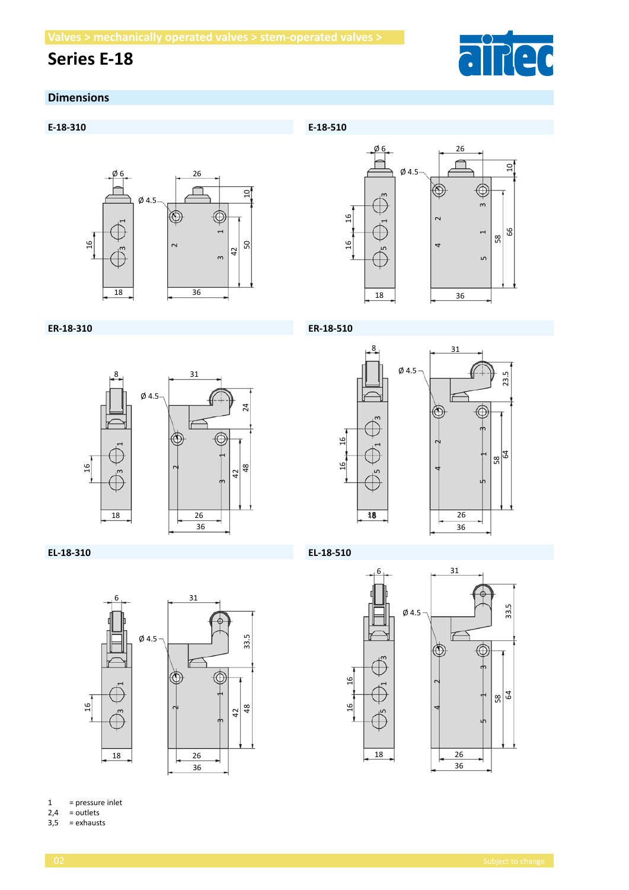Valves > mechanically operated valves > stem-operated valves >

# Series E-18

## Dimensions

### E-18-310

Ø 6
26
Ø 4.5
10
1
16
3
2
1
3
42
50
18
36

### E-18-510

Ø 6
26
Ø 4.5
10
3
16
1
2
3
16
5
4
1
5
58
66
18
36

### ER-18-310

8
31
Ø 4.5
24
1
16
3
2
1
3
42
48
18
26
36

### ER-18-510

8
31
Ø 4.5
23.5
3
16
1
2
3
16
5
4
1
5
58
64
18
26
36

### EL-18-310

6
31
Ø 4.5
33.5
1
16
3
2
1
3
42
48
18
26
36

### EL-18-510

6
31
Ø 4.5
33.5
3
16
1
2
3
16
5
4
1
5
58
64
18
26
36

1 = pressure inlet
2,4 = outlets
3,5 = exhausts

Subject to change